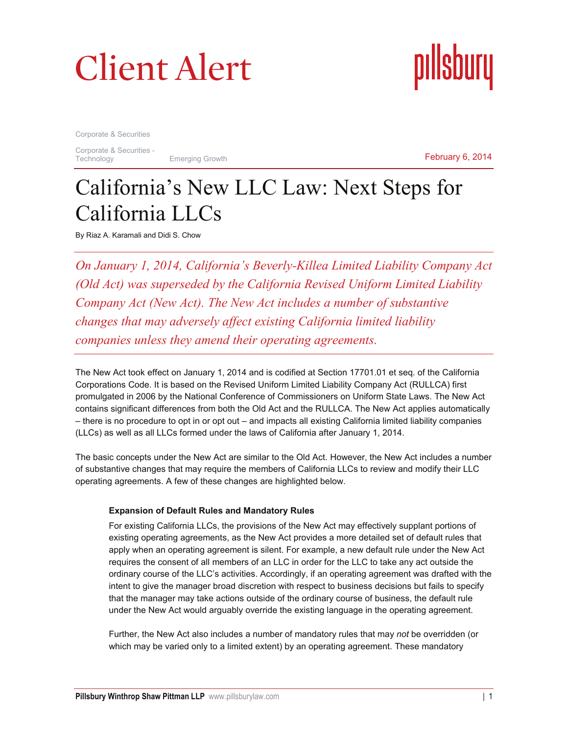# Client Alert

Corporate & Securities

Corporate & Securities - Technology

Emerging Growth

February 6, 2014

# California's New LLC Law: Next Steps for California LLCs

By Riaz A. Karamali and Didi S. Chow

*On January 1, 2014, California's Beverly-Killea Limited Liability Company Act (Old Act) was superseded by the California Revised Uniform Limited Liability Company Act (New Act). The New Act includes a number of substantive changes that may adversely affect existing California limited liability companies unless they amend their operating agreements.*

The New Act took effect on January 1, 2014 and is codified at Section 17701.01 et seq. of the California Corporations Code. It is based on the Revised Uniform Limited Liability Company Act (RULLCA) first promulgated in 2006 by the National Conference of Commissioners on Uniform State Laws. The New Act contains significant differences from both the Old Act and the RULLCA. The New Act applies automatically – there is no procedure to opt in or opt out – and impacts all existing California limited liability companies (LLCs) as well as all LLCs formed under the laws of California after January 1, 2014.

The basic concepts under the New Act are similar to the Old Act. However, the New Act includes a number of substantive changes that may require the members of California LLCs to review and modify their LLC operating agreements. A few of these changes are highlighted below.

**Expansion of Default Rules and Mandatory Rules**

For existing California LLCs, the provisions of the New Act may effectively supplant portions of existing operating agreements, as the New Act provides a more detailed set of default rules that apply when an operating agreement is silent. For example, a new default rule under the New Act requires the consent of all members of an LLC in order for the LLC to take any act outside the ordinary course of the LLC's activities. Accordingly, if an operating agreement was drafted with the intent to give the manager broad discretion with respect to business decisions but fails to specify that the manager may take actions outside of the ordinary course of business, the default rule under the New Act would arguably override the existing language in the operating agreement.

Further, the New Act also includes a number of mandatory rules that may *not* be overridden (or which may be varied only to a limited extent) by an operating agreement. These mandatory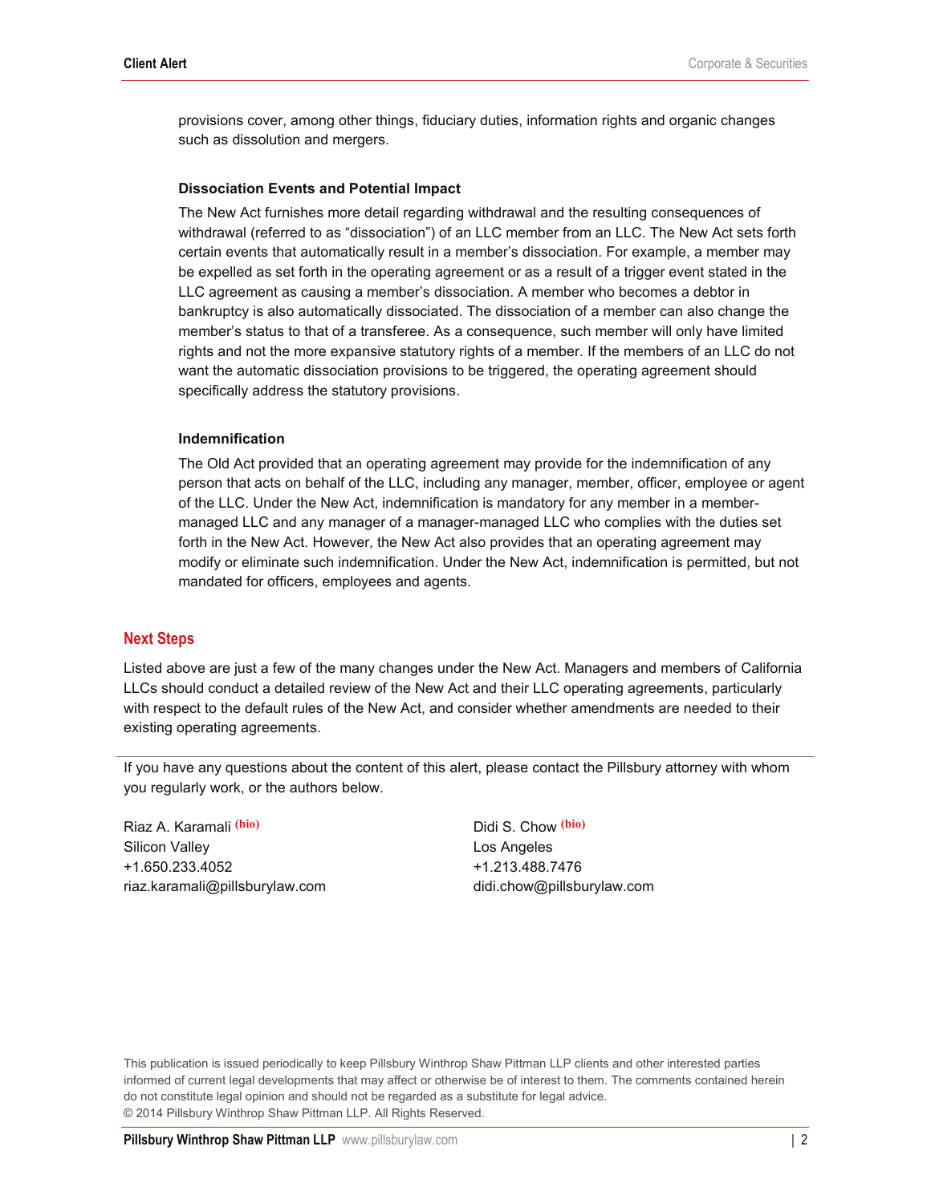provisions cover, among other things, fiduciary duties, information rights and organic changes such as dissolution and mergers.

**Dissociation Events and Potential Impact**

The New Act furnishes more detail regarding withdrawal and the resulting consequences of withdrawal (referred to as "dissociation") of an LLC member from an LLC. The New Act sets forth certain events that automatically result in a member's dissociation. For example, a member may be expelled as set forth in the operating agreement or as a result of a trigger event stated in the LLC agreement as causing a member's dissociation. A member who becomes a debtor in bankruptcy is also automatically dissociated. The dissociation of a member can also change the member's status to that of a transferee. As a consequence, such member will only have limited rights and not the more expansive statutory rights of a member. If the members of an LLC do not want the automatic dissociation provisions to be triggered, the operating agreement should specifically address the statutory provisions.

**Indemnification**

The Old Act provided that an operating agreement may provide for the indemnification of any person that acts on behalf of the LLC, including any manager, member, officer, employee or agent of the LLC. Under the New Act, indemnification is mandatory for any member in a member-managed LLC and any manager of a manager-managed LLC who complies with the duties set forth in the New Act. However, the New Act also provides that an operating agreement may modify or eliminate such indemnification. Under the New Act, indemnification is permitted, but not mandated for officers, employees and agents.

## Next Steps

Listed above are just a few of the many changes under the New Act. Managers and members of California LLCs should conduct a detailed review of the New Act and their LLC operating agreements, particularly with respect to the default rules of the New Act, and consider whether amendments are needed to their existing operating agreements.

---

If you have any questions about the content of this alert, please contact the Pillsbury attorney with whom you regularly work, or the authors below.

Riaz A. Karamali (bio)
Silicon Valley
+1.650.233.4052
riaz.karamali@pillsburylaw.com

Didi S. Chow (bio)
Los Angeles
+1.213.488.7476
didi.chow@pillsburylaw.com

This publication is issued periodically to keep Pillsbury Winthrop Shaw Pittman LLP clients and other interested parties informed of current legal developments that may affect or otherwise be of interest to them. The comments contained herein do not constitute legal opinion and should not be regarded as a substitute for legal advice.
© 2014 Pillsbury Winthrop Shaw Pittman LLP. All Rights Reserved.